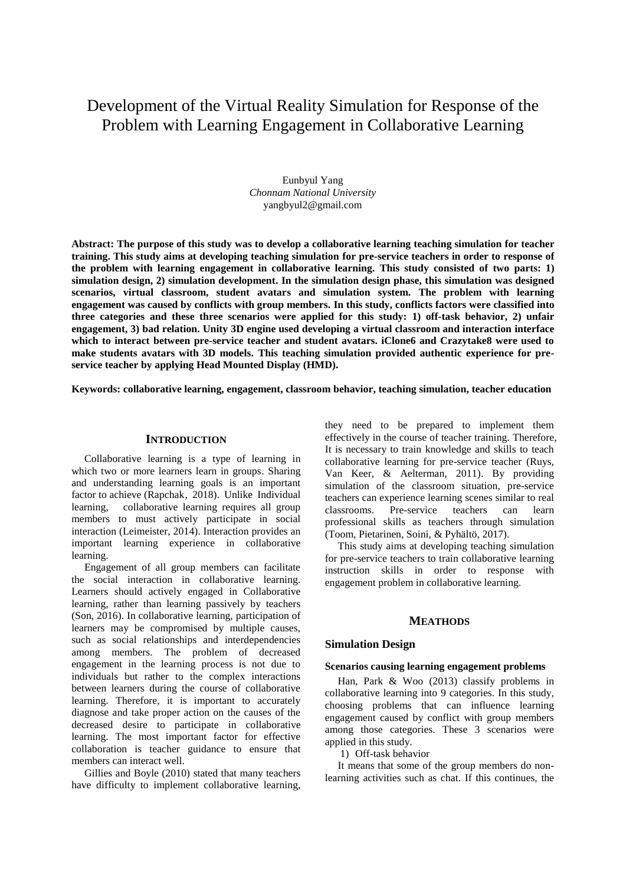# Development of the Virtual Reality Simulation for Response of the Problem with Learning Engagement in Collaborative Learning

Eunbyul Yang
*Chonnam National University*
yangbyul2@gmail.com

**Abstract: The purpose of this study was to develop a collaborative learning teaching simulation for teacher training. This study aims at developing teaching simulation for pre-service teachers in order to response of the problem with learning engagement in collaborative learning. This study consisted of two parts: 1) simulation design, 2) simulation development. In the simulation design phase, this simulation was designed scenarios, virtual classroom, student avatars and simulation system. The problem with learning engagement was caused by conflicts with group members. In this study, conflicts factors were classified into three categories and these three scenarios were applied for this study: 1) off-task behavior, 2) unfair engagement, 3) bad relation. Unity 3D engine used developing a virtual classroom and interaction interface which to interact between pre-service teacher and student avatars. iClone6 and Crazytake8 were used to make students avatars with 3D models. This teaching simulation provided authentic experience for pre-service teacher by applying Head Mounted Display (HMD).**

**Keywords: collaborative learning, engagement, classroom behavior, teaching simulation, teacher education**

## INTRODUCTION

Collaborative learning is a type of learning in which two or more learners learn in groups. Sharing and understanding learning goals is an important factor to achieve (Rapchak, 2018). Unlike Individual learning, collaborative learning requires all group members to must actively participate in social interaction (Leimeister, 2014). Interaction provides an important learning experience in collaborative learning.

Engagement of all group members can facilitate the social interaction in collaborative learning. Learners should actively engaged in Collaborative learning, rather than learning passively by teachers (Son, 2016). In collaborative learning, participation of learners may be compromised by multiple causes, such as social relationships and interdependencies among members. The problem of decreased engagement in the learning process is not due to individuals but rather to the complex interactions between learners during the course of collaborative learning. Therefore, it is important to accurately diagnose and take proper action on the causes of the decreased desire to participate in collaborative learning. The most important factor for effective collaboration is teacher guidance to ensure that members can interact well.

Gillies and Boyle (2010) stated that many teachers have difficulty to implement collaborative learning, they need to be prepared to implement them effectively in the course of teacher training. Therefore, It is necessary to train knowledge and skills to teach collaborative learning for pre-service teacher (Ruys, Van Keer, & Aelterman, 2011). By providing simulation of the classroom situation, pre-service teachers can experience learning scenes similar to real classrooms. Pre-service teachers can learn professional skills as teachers through simulation (Toom, Pietarinen, Soini, & Pyhältö, 2017).

This study aims at developing teaching simulation for pre-service teachers to train collaborative learning instruction skills in order to response with engagement problem in collaborative learning.

## MEATHODS

### Simulation Design

#### Scenarios causing learning engagement problems

Han, Park & Woo (2013) classify problems in collaborative learning into 9 categories. In this study, choosing problems that can influence learning engagement caused by conflict with group members among those categories. These 3 scenarios were applied in this study.

1) Off-task behavior

It means that some of the group members do non-learning activities such as chat. If this continues, the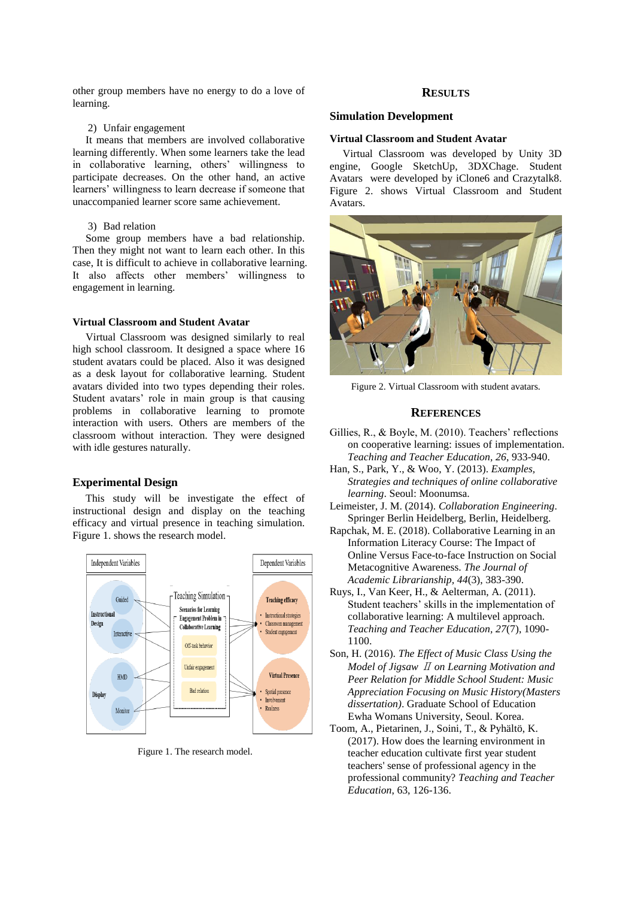other group members have no energy to do a love of learning.

2) Unfair engagement

It means that members are involved collaborative learning differently. When some learners take the lead in collaborative learning, others' willingness to participate decreases. On the other hand, an active learners' willingness to learn decrease if someone that unaccompanied learner score same achievement.

3) Bad relation

Some group members have a bad relationship. Then they might not want to learn each other. In this case, It is difficult to achieve in collaborative learning. It also affects other members' willingness to engagement in learning.

### Virtual Classroom and Student Avatar

Virtual Classroom was designed similarly to real high school classroom. It designed a space where 16 student avatars could be placed. Also it was designed as a desk layout for collaborative learning. Student avatars divided into two types depending their roles. Student avatars' role in main group is that causing problems in collaborative learning to promote interaction with users. Others are members of the classroom without interaction. They were designed with idle gestures naturally.

## Experimental Design

This study will be investigate the effect of instructional design and display on the teaching efficacy and virtual presence in teaching simulation. Figure 1. shows the research model.

Independent Variables
Instructional Design
Guided
Interactive
Display
HMD
Monitor
Teaching Simulation
Scenarios for Learning Engagement Problem in Collaborative Learning
Off-task behavior
Unfair engagement
Bad relation
Dependent Variables
Teaching efficacy
• Instructional strategies
• Classroom management
• Student engagement
Virtual Presence
• Spatial presence
• Involvement
• Realness

Figure 1. The research model.

# RESULTS

## Simulation Development

### Virtual Classroom and Student Avatar

Virtual Classroom was developed by Unity 3D engine, Google SketchUp, 3DXChage. Student Avatars were developed by iClone6 and Crazytalk8. Figure 2. shows Virtual Classroom and Student Avatars.

Figure 2. Virtual Classroom with student avatars.

# REFERENCES

Gillies, R., & Boyle, M. (2010). Teachers' reflections on cooperative learning: issues of implementation. *Teaching and Teacher Education, 26*, 933-940.

Han, S., Park, Y., & Woo, Y. (2013). *Examples, Strategies and techniques of online collaborative learning*. Seoul: Moonumsa.

Leimeister, J. M. (2014). *Collaboration Engineering*. Springer Berlin Heidelberg, Berlin, Heidelberg.

Rapchak, M. E. (2018). Collaborative Learning in an Information Literacy Course: The Impact of Online Versus Face-to-face Instruction on Social Metacognitive Awareness. *The Journal of Academic Librarianship, 44*(3), 383-390.

Ruys, I., Van Keer, H., & Aelterman, A. (2011). Student teachers' skills in the implementation of collaborative learning: A multilevel approach. *Teaching and Teacher Education, 27*(7), 1090-1100.

Son, H. (2016). *The Effect of Music Class Using the Model of Jigsaw Ⅱ on Learning Motivation and Peer Relation for Middle School Student: Music Appreciation Focusing on Music History(Masters dissertation)*. Graduate School of Education Ewha Womans University, Seoul. Korea.

Toom, A., Pietarinen, J., Soini, T., & Pyhältö, K. (2017). How does the learning environment in teacher education cultivate first year student teachers' sense of professional agency in the professional community? *Teaching and Teacher Education*, 63, 126-136.